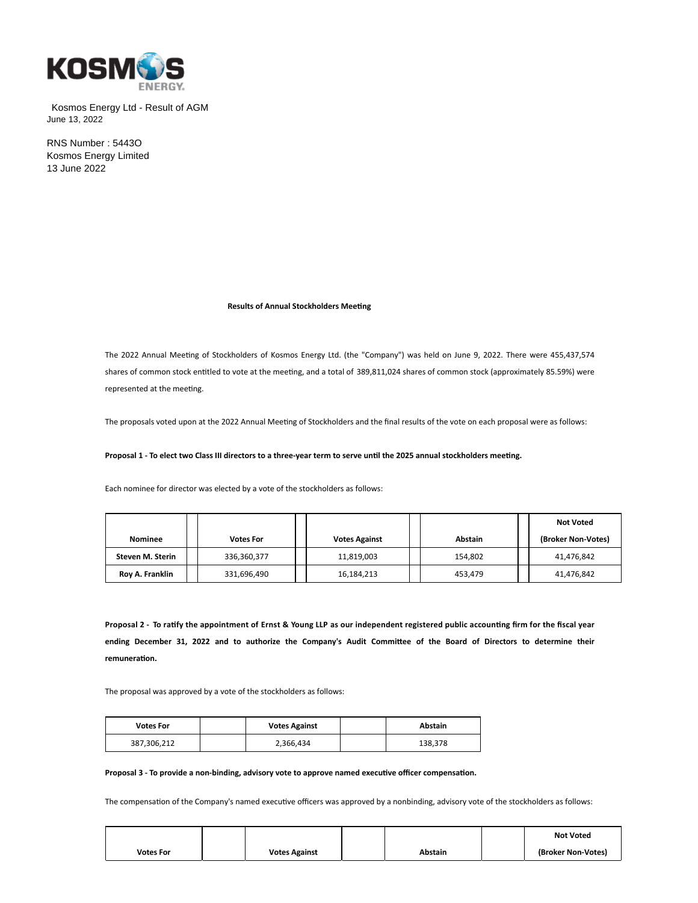Kosmos Energy Ltd - Result of AGM
June 13, 2022

RNS Number : 5443O
Kosmos Energy Limited
13 June 2022

**Results of Annual Stockholders Meeting**

The 2022 Annual Meeting of Stockholders of Kosmos Energy Ltd. (the "Company") was held on June 9, 2022. There were 455,437,574 shares of common stock entitled to vote at the meeting, and a total of 389,811,024 shares of common stock (approximately 85.59%) were represented at the meeting.

The proposals voted upon at the 2022 Annual Meeting of Stockholders and the final results of the vote on each proposal were as follows:

**Proposal 1 - To elect two Class III directors to a three-year term to serve until the 2025 annual stockholders meeting.**

Each nominee for director was elected by a vote of the stockholders as follows:

| Nominee | Votes For | Votes Against | Abstain | Not Voted (Broker Non-Votes) |
|---|---|---|---|---|
| Steven M. Sterin | 336,360,377 | 11,819,003 | 154,802 | 41,476,842 |
| Roy A. Franklin | 331,696,490 | 16,184,213 | 453,479 | 41,476,842 |

**Proposal 2 - To ratify the appointment of Ernst & Young LLP as our independent registered public accounting firm for the fiscal year ending December 31, 2022 and to authorize the Company's Audit Committee of the Board of Directors to determine their remuneration.**

The proposal was approved by a vote of the stockholders as follows:

| Votes For | Votes Against | Abstain |
|---|---|---|
| 387,306,212 | 2,366,434 | 138,378 |

**Proposal 3 - To provide a non-binding, advisory vote to approve named executive officer compensation.**

The compensation of the Company's named executive officers was approved by a nonbinding, advisory vote of the stockholders as follows:

| Votes For | Votes Against | Abstain | Not Voted (Broker Non-Votes) |
|---|---|---|---|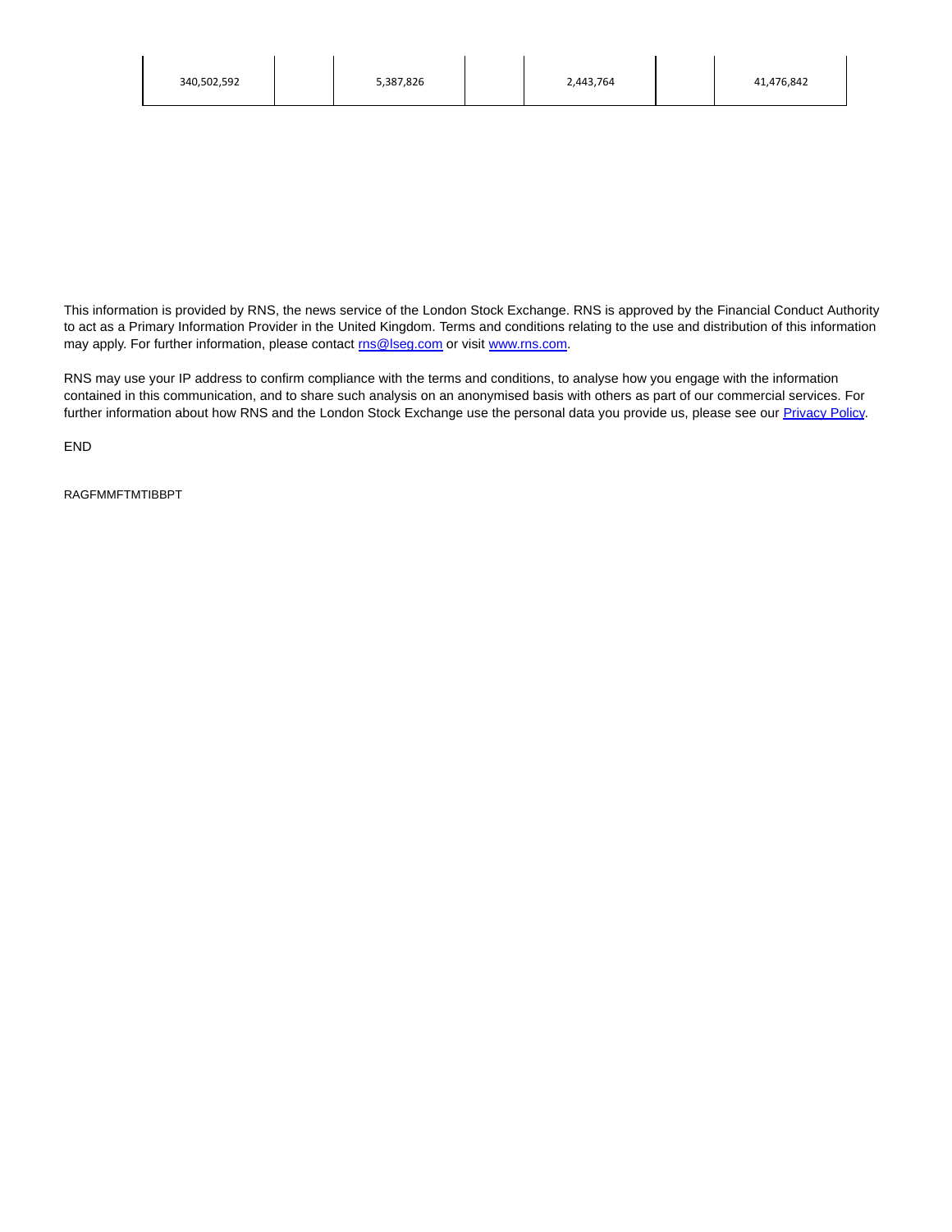| | | | | | | |
|---|---|---|---|---|---|---|
| 340,502,592 | | 5,387,826 | | 2,443,764 | | 41,476,842 |

This information is provided by RNS, the news service of the London Stock Exchange. RNS is approved by the Financial Conduct Authority to act as a Primary Information Provider in the United Kingdom. Terms and conditions relating to the use and distribution of this information may apply. For further information, please contact rns@lseg.com or visit www.rns.com.

RNS may use your IP address to confirm compliance with the terms and conditions, to analyse how you engage with the information contained in this communication, and to share such analysis on an anonymised basis with others as part of our commercial services. For further information about how RNS and the London Stock Exchange use the personal data you provide us, please see our Privacy Policy.

END

RAGFMMFTMTIBBPT